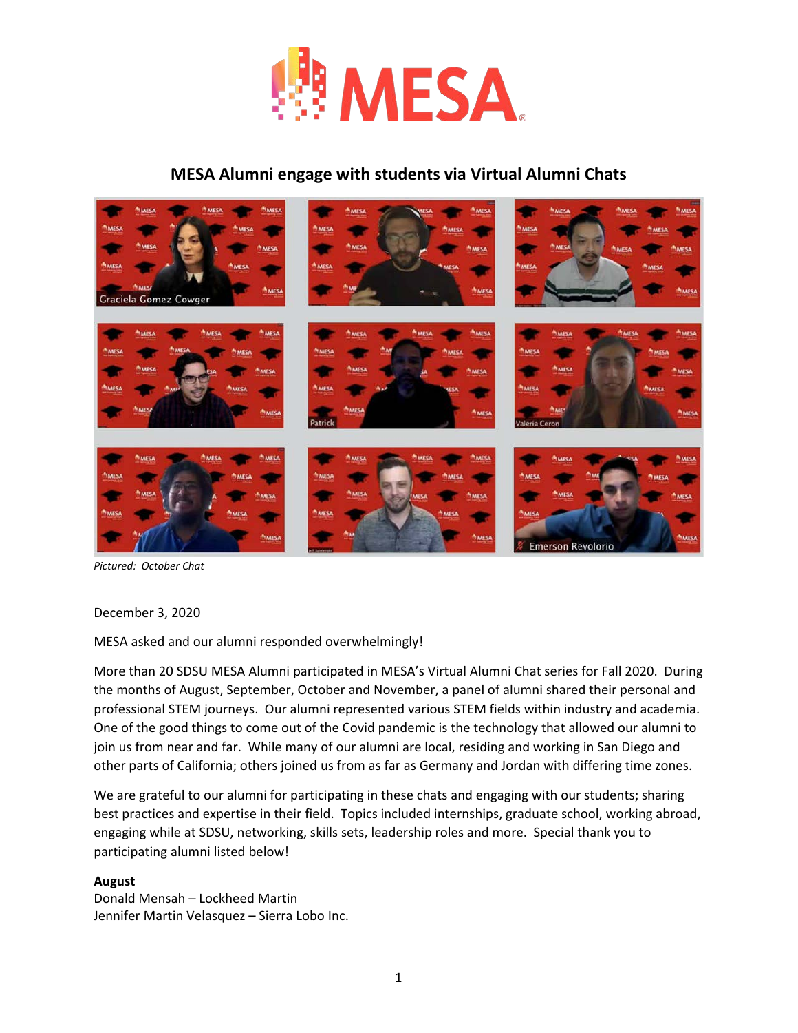# MESA

## MESA Alumni engage with students via Virtual Alumni Chats

*Pictured: October Chat*

December 3, 2020

MESA asked and our alumni responded overwhelmingly!

More than 20 SDSU MESA Alumni participated in MESA's Virtual Alumni Chat series for Fall 2020. During the months of August, September, October and November, a panel of alumni shared their personal and professional STEM journeys. Our alumni represented various STEM fields within industry and academia. One of the good things to come out of the Covid pandemic is the technology that allowed our alumni to join us from near and far. While many of our alumni are local, residing and working in San Diego and other parts of California; others joined us from as far as Germany and Jordan with differing time zones.

We are grateful to our alumni for participating in these chats and engaging with our students; sharing best practices and expertise in their field. Topics included internships, graduate school, working abroad, engaging while at SDSU, networking, skills sets, leadership roles and more. Special thank you to participating alumni listed below!

**August**
Donald Mensah – Lockheed Martin
Jennifer Martin Velasquez – Sierra Lobo Inc.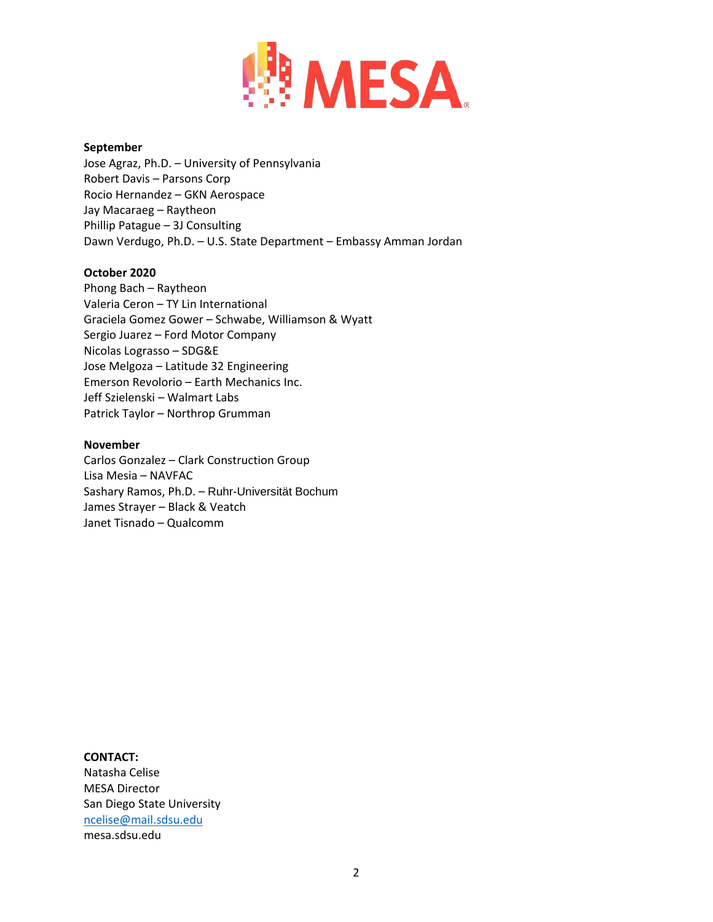**September**
Jose Agraz, Ph.D. – University of Pennsylvania
Robert Davis – Parsons Corp
Rocio Hernandez – GKN Aerospace
Jay Macaraeg – Raytheon
Phillip Patague – 3J Consulting
Dawn Verdugo, Ph.D. – U.S. State Department – Embassy Amman Jordan

**October 2020**
Phong Bach – Raytheon
Valeria Ceron – TY Lin International
Graciela Gomez Gower – Schwabe, Williamson & Wyatt
Sergio Juarez – Ford Motor Company
Nicolas Lograsso – SDG&E
Jose Melgoza – Latitude 32 Engineering
Emerson Revolorio – Earth Mechanics Inc.
Jeff Szielenski – Walmart Labs
Patrick Taylor – Northrop Grumman

**November**
Carlos Gonzalez – Clark Construction Group
Lisa Mesia – NAVFAC
Sashary Ramos, Ph.D. – Ruhr-Universität Bochum
James Strayer – Black & Veatch
Janet Tisnado – Qualcomm

**CONTACT:**
Natasha Celise
MESA Director
San Diego State University
ncelise@mail.sdsu.edu
mesa.sdsu.edu